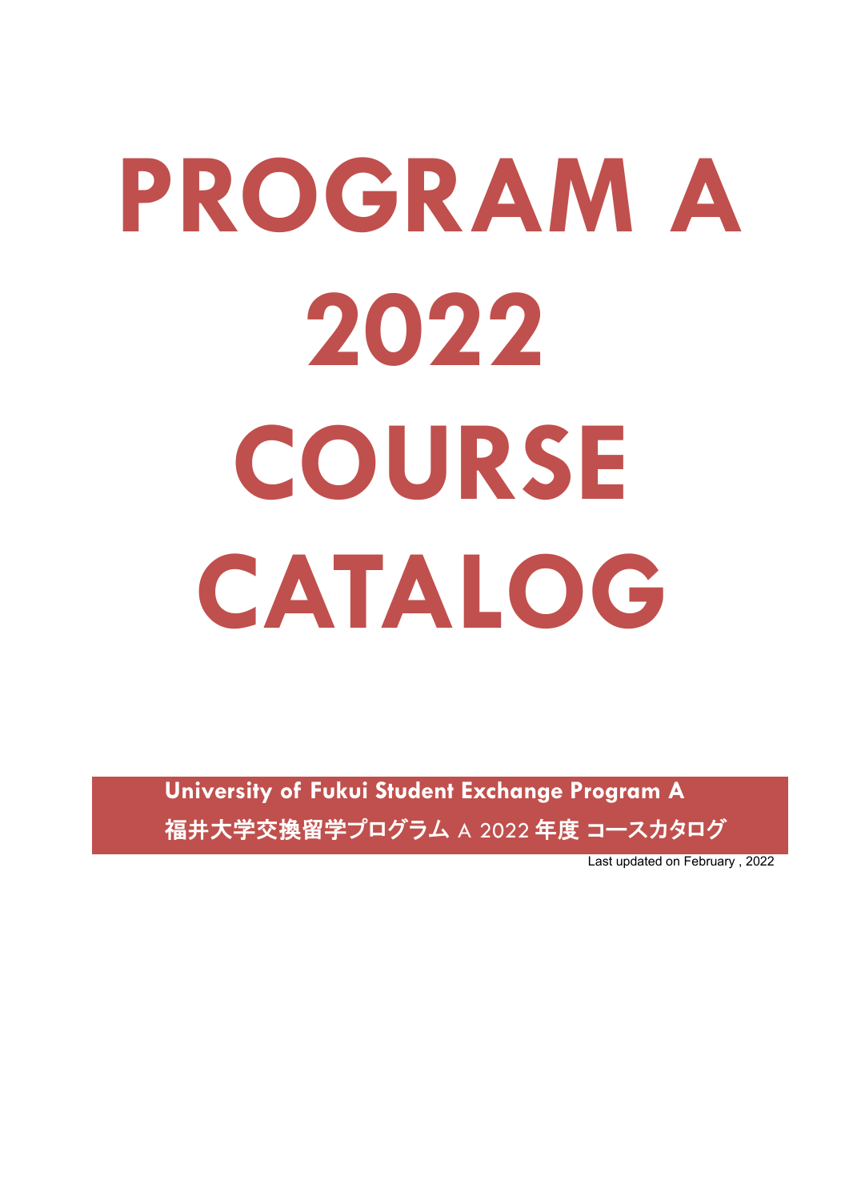# PROGRAM A 2022 COURSE CATALOG

**University of Fukui Student Exchange Program A**

**福井大学交換留学プログラム A 2022 年度 コースカタログ**

Last updated on February , 2022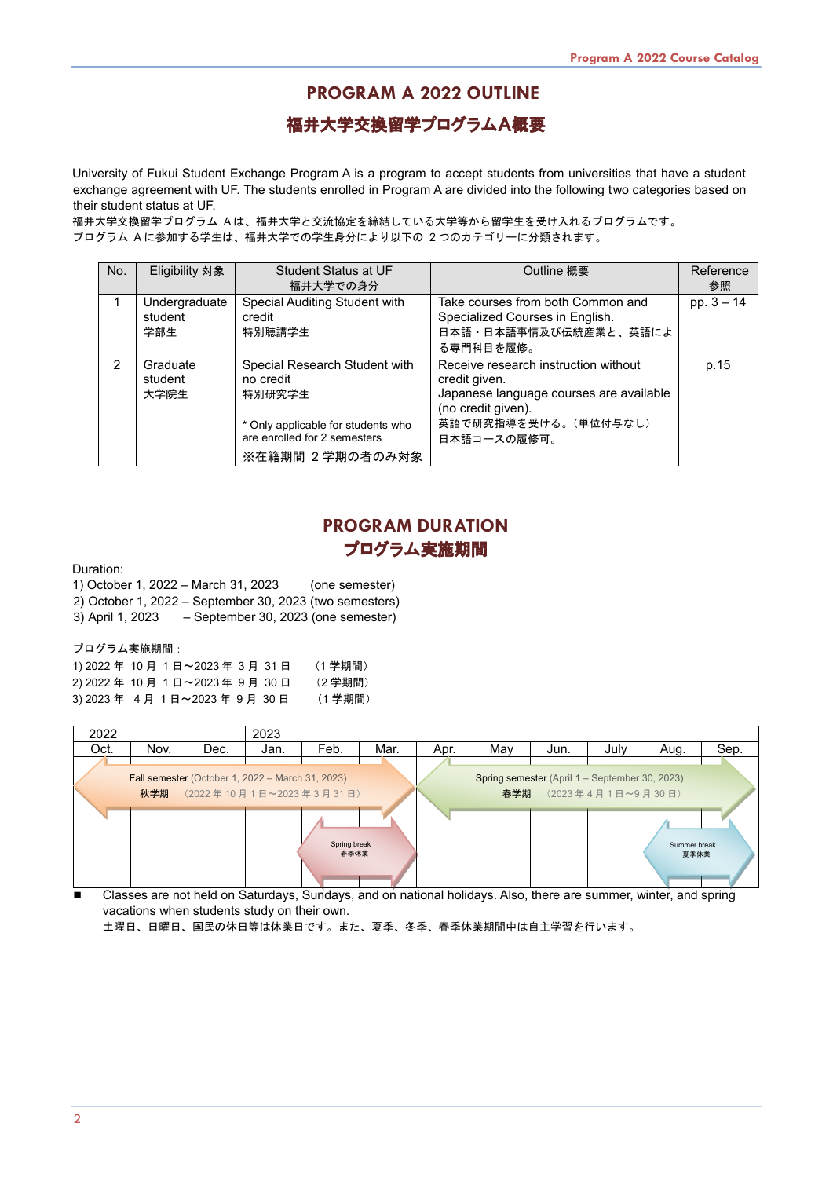# PROGRAM A 2022 OUTLINE

# 福井大学交換留学プログラムA概要

University of Fukui Student Exchange Program A is a program to accept students from universities that have a student exchange agreement with UF. The students enrolled in Program A are divided into the following two categories based on their student status at UF.

福井大学交換留学プログラム Aは、福井大学と交流協定を締結している大学等から留学生を受け入れるプログラムです。
プログラム Aに参加する学生は、福井大学での学生身分により以下の 2つのカテゴリーに分類されます。

| No. | Eligibility 対象 | Student Status at UF 福井大学での身分 | Outline 概要 | Reference 参照 |
|---|---|---|---|---|
| 1 | Undergraduate student 学部生 | Special Auditing Student with credit 特別聴講学生 | Take courses from both Common and Specialized Courses in English. 日本語・日本語事情及び伝統産業と、英語による専門科目を履修。 | pp. 3 – 14 |
| 2 | Graduate student 大学院生 | Special Research Student with no credit 特別研究学生<br><br>* Only applicable for students who are enrolled for 2 semesters<br>※在籍期間 2学期の者のみ対象 | Receive research instruction without credit given. Japanese language courses are available (no credit given). 英語で研究指導を受ける。（単位付与なし）日本語コースの履修可。 | p.15 |

# PROGRAM DURATION

# プログラム実施期間

Duration:

1) October 1, 2022 – March 31, 2023 (one semester)
2) October 1, 2022 – September 30, 2023 (two semesters)
3) April 1, 2023 – September 30, 2023 (one semester)

プログラム実施期間：

1) 2022 年 10 月 1 日～2023 年 3 月 31 日 （1 学期間）
2) 2022 年 10 月 1 日～2023 年 9 月 30 日 （2 学期間）
3) 2023 年 4 月 1 日～2023 年 9 月 30 日 （1 学期間）

| 2022 | | | 2023 | | | | | | | | |
|---|---|---|---|---|---|---|---|---|---|---|---|
| Oct. | Nov. | Dec. | Jan. | Feb. | Mar. | Apr. | May | Jun. | July | Aug. | Sep. |
| Fall semester (October 1, 2022 – March 31, 2023) 秋学期 （2022 年 10 月 1 日～2023 年 3 月 31 日） | | | | | | Spring semester (April 1 – September 30, 2023) 春学期 （2023 年 4 月 1 日～9 月 30 日） | | | | | |
| | | | | Spring break 春季休業 | | | | | | Summer break 夏季休業 | |

- Classes are not held on Saturdays, Sundays, and on national holidays. Also, there are summer, winter, and spring vacations when students study on their own.
  土曜日、日曜日、国民の休日等は休業日です。また、夏季、冬季、春季休業期間中は自主学習を行います。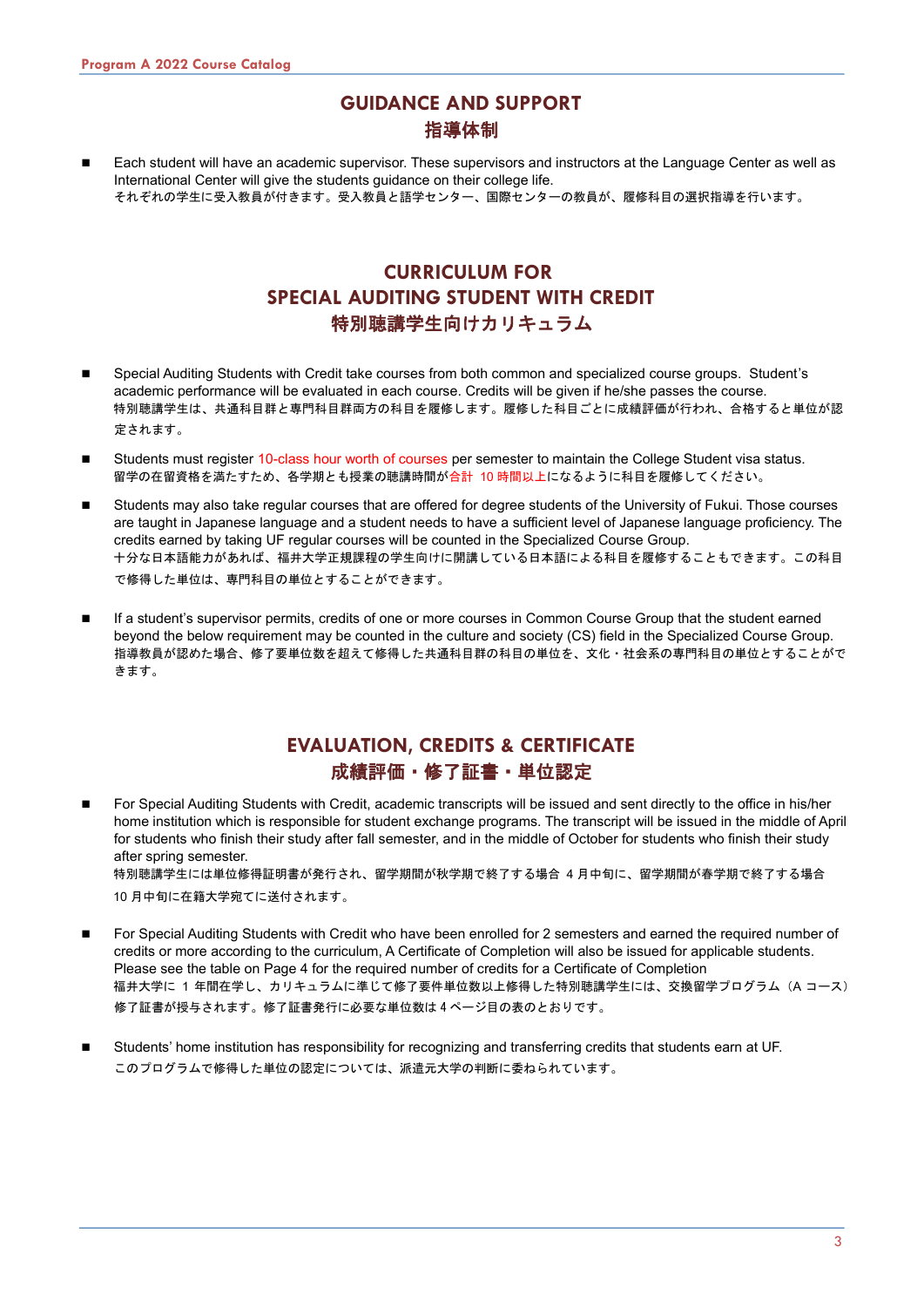## GUIDANCE AND SUPPORT
## 指導体制

- Each student will have an academic supervisor. These supervisors and instructors at the Language Center as well as International Center will give the students guidance on their college life.
  それぞれの学生に受入教員が付きます。受入教員と語学センター、国際センターの教員が、履修科目の選択指導を行います。

## CURRICULUM FOR SPECIAL AUDITING STUDENT WITH CREDIT
## 特別聴講学生向けカリキュラム

- Special Auditing Students with Credit take courses from both common and specialized course groups. Student's academic performance will be evaluated in each course. Credits will be given if he/she passes the course.
  特別聴講学生は、共通科目群と専門科目群両方の科目を履修します。履修した科目ごとに成績評価が行われ、合格すると単位が認定されます。
- Students must register 10-class hour worth of courses per semester to maintain the College Student visa status.
  留学の在留資格を満たすため、各学期とも授業の聴講時間が合計 10 時間以上になるように科目を履修してください。
- Students may also take regular courses that are offered for degree students of the University of Fukui. Those courses are taught in Japanese language and a student needs to have a sufficient level of Japanese language proficiency. The credits earned by taking UF regular courses will be counted in the Specialized Course Group.
  十分な日本語能力があれば、福井大学正規課程の学生向けに開講している日本語による科目を履修することもできます。この科目で修得した単位は、専門科目の単位とすることができます。
- If a student's supervisor permits, credits of one or more courses in Common Course Group that the student earned beyond the below requirement may be counted in the culture and society (CS) field in the Specialized Course Group.
  指導教員が認めた場合、修了要単位数を超えて修得した共通科目群の科目の単位を、文化・社会系の専門科目の単位とすることができます。

## EVALUATION, CREDITS & CERTIFICATE
## 成績評価・修了証書・単位認定

- For Special Auditing Students with Credit, academic transcripts will be issued and sent directly to the office in his/her home institution which is responsible for student exchange programs. The transcript will be issued in the middle of April for students who finish their study after fall semester, and in the middle of October for students who finish their study after spring semester.
  特別聴講学生には単位修得証明書が発行され、留学期間が秋学期で終了する場合 4 月中旬に、留学期間が春学期で終了する場合 10 月中旬に在籍大学宛てに送付されます。
- For Special Auditing Students with Credit who have been enrolled for 2 semesters and earned the required number of credits or more according to the curriculum, A Certificate of Completion will also be issued for applicable students. Please see the table on Page 4 for the required number of credits for a Certificate of Completion
  福井大学に 1 年間在学し、カリキュラムに準じて修了要件単位数以上修得した特別聴講学生には、交換留学プログラム（A コース）修了証書が授与されます。修了証書発行に必要な単位数は 4 ページ目の表のとおりです。
- Students' home institution has responsibility for recognizing and transferring credits that students earn at UF.
  このプログラムで修得した単位の認定については、派遣元大学の判断に委ねられています。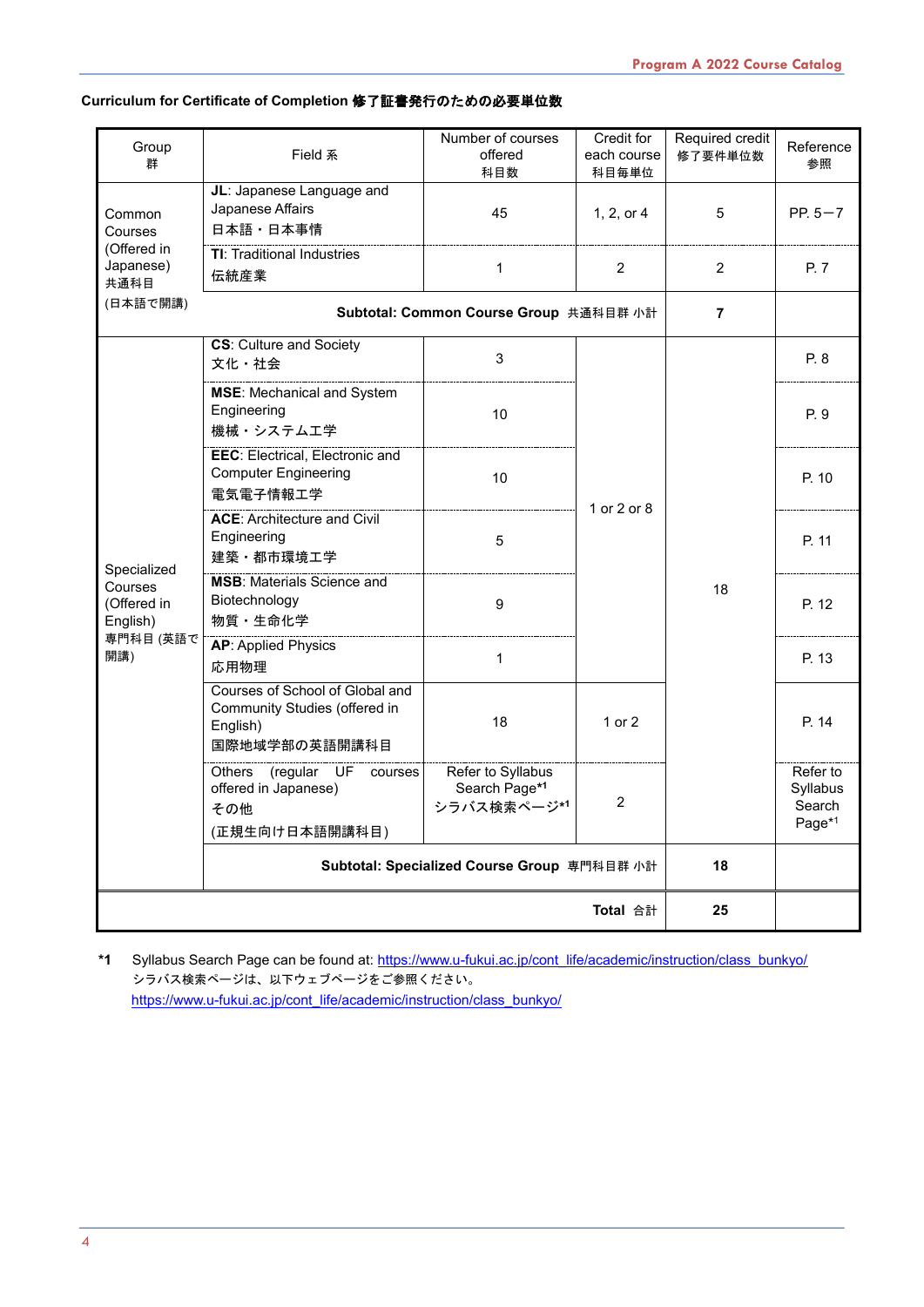## Curriculum for Certificate of Completion 修了証書発行のための必要単位数

| Group 群 | Field 系 | Number of courses offered 科目数 | Credit for each course 科目毎単位 | Required credit 修了要件単位数 | Reference 参照 |
|---|---|---|---|---|---|
| Common Courses (Offered in Japanese) 共通科目 (日本語で開講) | **JL**: Japanese Language and Japanese Affairs 日本語・日本事情 | 45 | 1, 2, or 4 | 5 | PP. 5－7 |
| | **TI**: Traditional Industries 伝統産業 | 1 | 2 | 2 | P. 7 |
| | **Subtotal: Common Course Group** 共通科目群 小計 | | | **7** | |
| Specialized Courses (Offered in English) 専門科目 (英語で開講) | **CS**: Culture and Society 文化・社会 | 3 | 1 or 2 or 8 | 18 | P. 8 |
| | **MSE**: Mechanical and System Engineering 機械・システム工学 | 10 | | | P. 9 |
| | **EEC**: Electrical, Electronic and Computer Engineering 電気電子情報工学 | 10 | | | P. 10 |
| | **ACE**: Architecture and Civil Engineering 建築・都市環境工学 | 5 | | | P. 11 |
| | **MSB**: Materials Science and Biotechnology 物質・生命化学 | 9 | | | P. 12 |
| | **AP**: Applied Physics 応用物理 | 1 | | | P. 13 |
| | Courses of School of Global and Community Studies (offered in English) 国際地域学部の英語開講科目 | 18 | 1 or 2 | | P. 14 |
| | Others (regular UF courses offered in Japanese) その他 (正規生向け日本語開講科目) | Refer to Syllabus Search Page*1 シラバス検索ページ*1 | 2 | | Refer to Syllabus Search Page*1 |
| | **Subtotal: Specialized Course Group** 専門科目群 小計 | | | **18** | |
| | **Total** 合計 | | | **25** | |

*1 Syllabus Search Page can be found at: https://www.u-fukui.ac.jp/cont_life/academic/instruction/class_bunkyo/
シラバス検索ページは、以下ウェブページをご参照ください。
https://www.u-fukui.ac.jp/cont_life/academic/instruction/class_bunkyo/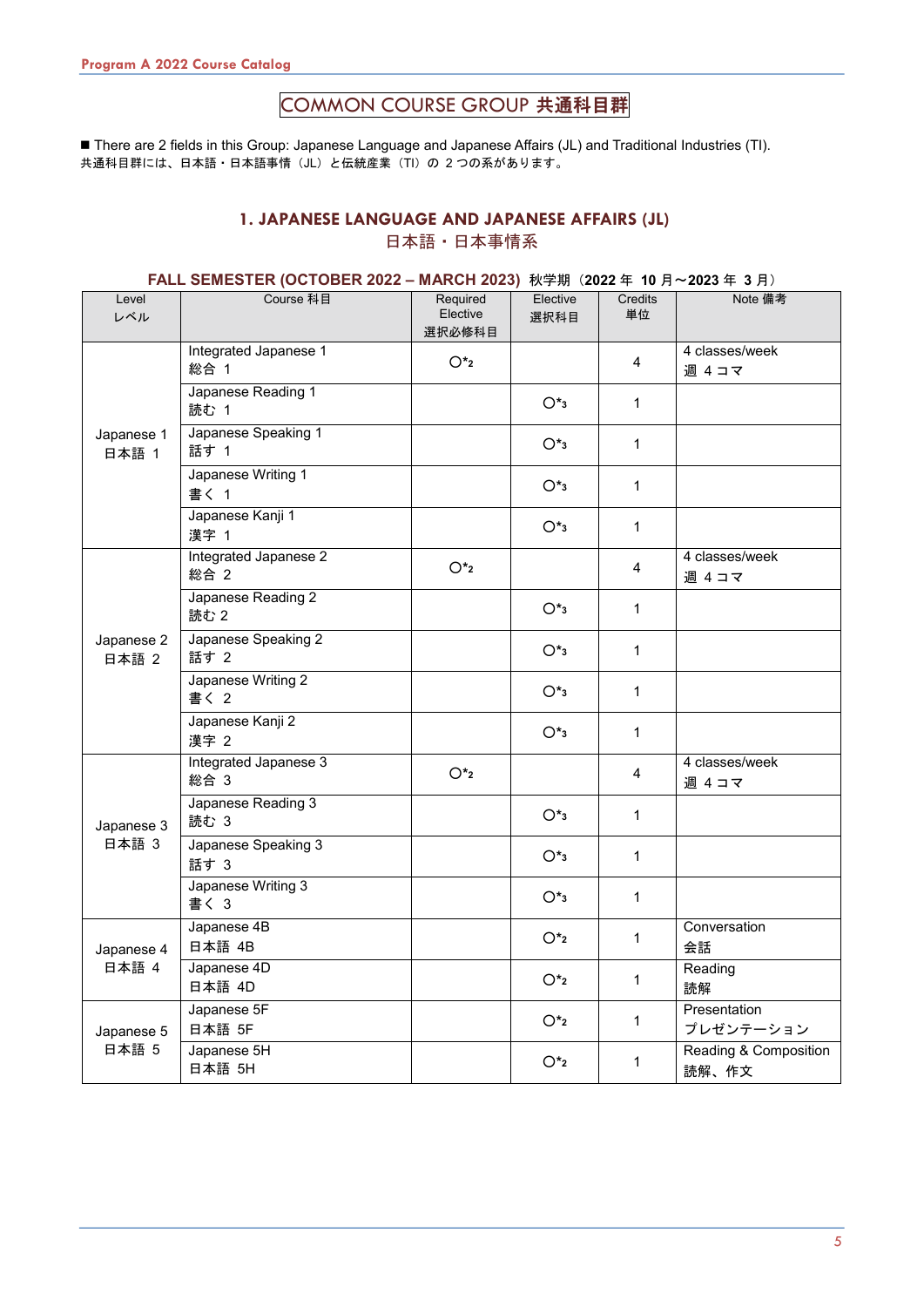# COMMON COURSE GROUP 共通科目群

■ There are 2 fields in this Group: Japanese Language and Japanese Affairs (JL) and Traditional Industries (TI).
共通科目群には、日本語・日本語事情（JL）と伝統産業（TI）の２つの系があります。

## 1. JAPANESE LANGUAGE AND JAPANESE AFFAIRS (JL)
## 日本語・日本事情系

### FALL SEMESTER (OCTOBER 2022 – MARCH 2023) 秋学期（2022 年 10 月～2023 年 3 月）

| Level レベル | Course 科目 | Required Elective 選択必修科目 | Elective 選択科目 | Credits 単位 | Note 備考 |
|---|---|---|---|---|---|
| Japanese 1 日本語 1 | Integrated Japanese 1 総合 1 | ○*2 | | 4 | 4 classes/week 週 4 コマ |
| | Japanese Reading 1 読む 1 | | ○*3 | 1 | |
| | Japanese Speaking 1 話す 1 | | ○*3 | 1 | |
| | Japanese Writing 1 書く 1 | | ○*3 | 1 | |
| | Japanese Kanji 1 漢字 1 | | ○*3 | 1 | |
| Japanese 2 日本語 2 | Integrated Japanese 2 総合 2 | ○*2 | | 4 | 4 classes/week 週 4 コマ |
| | Japanese Reading 2 読む 2 | | ○*3 | 1 | |
| | Japanese Speaking 2 話す 2 | | ○*3 | 1 | |
| | Japanese Writing 2 書く 2 | | ○*3 | 1 | |
| | Japanese Kanji 2 漢字 2 | | ○*3 | 1 | |
| Japanese 3 日本語 3 | Integrated Japanese 3 総合 3 | ○*2 | | 4 | 4 classes/week 週 4 コマ |
| | Japanese Reading 3 読む 3 | | ○*3 | 1 | |
| | Japanese Speaking 3 話す 3 | | ○*3 | 1 | |
| | Japanese Writing 3 書く 3 | | ○*3 | 1 | |
| Japanese 4 日本語 4 | Japanese 4B 日本語 4B | | ○*2 | 1 | Conversation 会話 |
| | Japanese 4D 日本語 4D | | ○*2 | 1 | Reading 読解 |
| Japanese 5 日本語 5 | Japanese 5F 日本語 5F | | ○*2 | 1 | Presentation プレゼンテーション |
| | Japanese 5H 日本語 5H | | ○*2 | 1 | Reading & Composition 読解、作文 |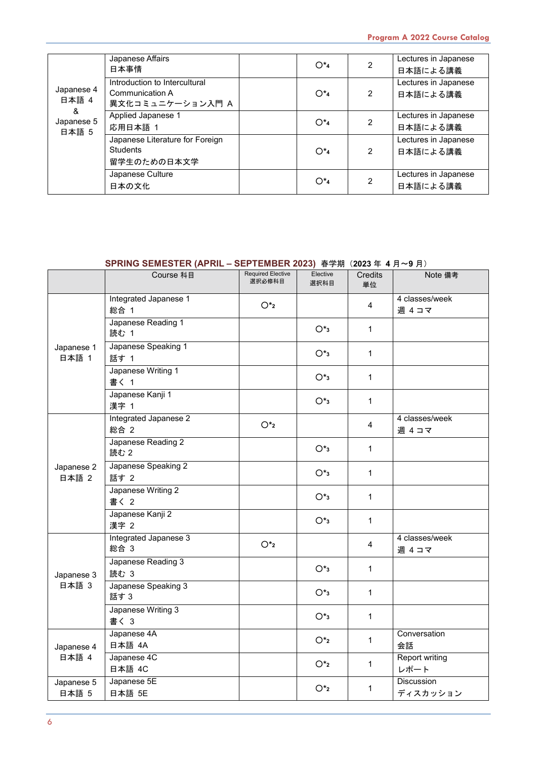| | | | | | |
|---|---|---|---|---|---|
| Japanese 4 日本語 4 & Japanese 5 日本語 5 | Japanese Affairs 日本事情 | | ○*4 | 2 | Lectures in Japanese 日本語による講義 |
| | Introduction to Intercultural Communication A 異文化コミュニケーション入門 A | | ○*4 | 2 | Lectures in Japanese 日本語による講義 |
| | Applied Japanese 1 応用日本語 1 | | ○*4 | 2 | Lectures in Japanese 日本語による講義 |
| | Japanese Literature for Foreign Students 留学生のための日本文学 | | ○*4 | 2 | Lectures in Japanese 日本語による講義 |
| | Japanese Culture 日本の文化 | | ○*4 | 2 | Lectures in Japanese 日本語による講義 |

## SPRING SEMESTER (APRIL – SEPTEMBER 2023) 春学期（2023 年 4 月～9 月）

| | Course 科目 | Required Elective 選択必修科目 | Elective 選択科目 | Credits 単位 | Note 備考 |
|---|---|---|---|---|---|
| Japanese 1 日本語 1 | Integrated Japanese 1 総合 1 | ○*2 | | 4 | 4 classes/week 週 4 コマ |
| | Japanese Reading 1 読む 1 | | ○*3 | 1 | |
| | Japanese Speaking 1 話す 1 | | ○*3 | 1 | |
| | Japanese Writing 1 書く 1 | | ○*3 | 1 | |
| | Japanese Kanji 1 漢字 1 | | ○*3 | 1 | |
| Japanese 2 日本語 2 | Integrated Japanese 2 総合 2 | ○*2 | | 4 | 4 classes/week 週 4 コマ |
| | Japanese Reading 2 読む 2 | | ○*3 | 1 | |
| | Japanese Speaking 2 話す 2 | | ○*3 | 1 | |
| | Japanese Writing 2 書く 2 | | ○*3 | 1 | |
| | Japanese Kanji 2 漢字 2 | | ○*3 | 1 | |
| Japanese 3 日本語 3 | Integrated Japanese 3 総合 3 | ○*2 | | 4 | 4 classes/week 週 4 コマ |
| | Japanese Reading 3 読む 3 | | ○*3 | 1 | |
| | Japanese Speaking 3 話す 3 | | ○*3 | 1 | |
| | Japanese Writing 3 書く 3 | | ○*3 | 1 | |
| Japanese 4 日本語 4 | Japanese 4A 日本語 4A | | ○*2 | 1 | Conversation 会話 |
| | Japanese 4C 日本語 4C | | ○*2 | 1 | Report writing レポート |
| Japanese 5 日本語 5 | Japanese 5E 日本語 5E | | ○*2 | 1 | Discussion ディスカッション |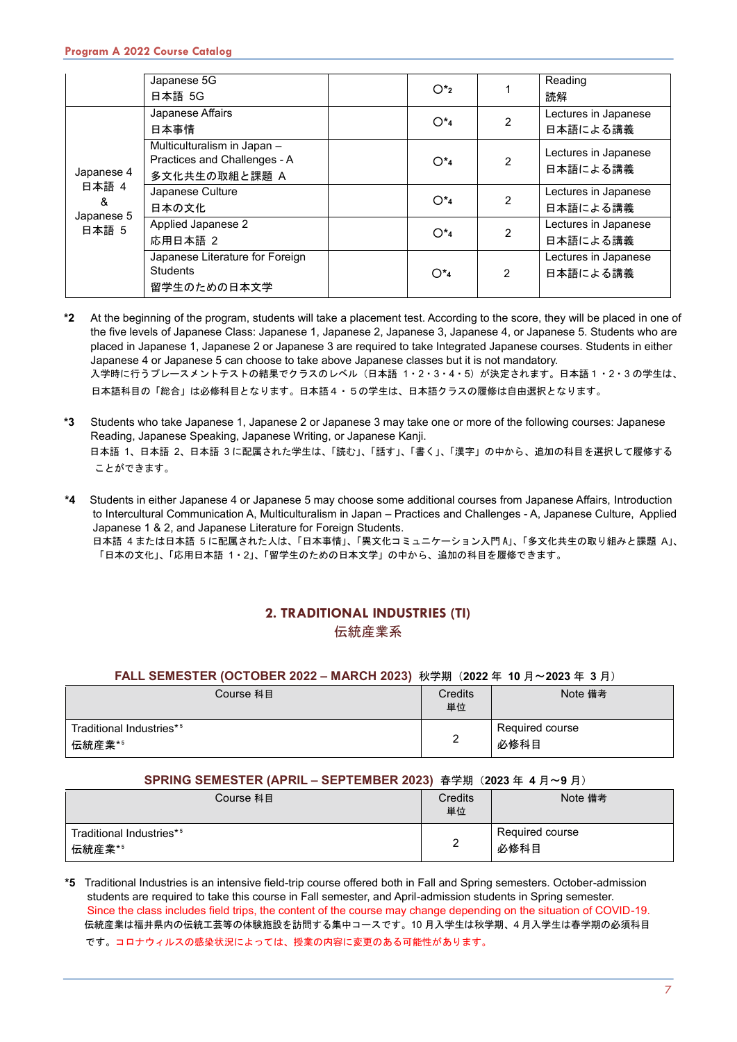| | | | | | |
|---|---|---|---|---|---|
| | Japanese 5G<br>日本語 5G | | ○*2 | 1 | Reading<br>読解 |
| Japanese 4<br>日本語 4<br>&<br>Japanese 5<br>日本語 5 | Japanese Affairs<br>日本事情 | | ○*4 | 2 | Lectures in Japanese<br>日本語による講義 |
| | Multiculturalism in Japan – Practices and Challenges - A<br>多文化共生の取組と課題 A | | ○*4 | 2 | Lectures in Japanese<br>日本語による講義 |
| | Japanese Culture<br>日本の文化 | | ○*4 | 2 | Lectures in Japanese<br>日本語による講義 |
| | Applied Japanese 2<br>応用日本語 2 | | ○*4 | 2 | Lectures in Japanese<br>日本語による講義 |
| | Japanese Literature for Foreign Students<br>留学生のための日本文学 | | ○*4 | 2 | Lectures in Japanese<br>日本語による講義 |

**\*2** At the beginning of the program, students will take a placement test. According to the score, they will be placed in one of the five levels of Japanese Class: Japanese 1, Japanese 2, Japanese 3, Japanese 4, or Japanese 5. Students who are placed in Japanese 1, Japanese 2 or Japanese 3 are required to take Integrated Japanese courses. Students in either Japanese 4 or Japanese 5 can choose to take above Japanese classes but it is not mandatory.
入学時に行うプレースメントテストの結果でクラスのレベル（日本語 1・2・3・4・5）が決定されます。日本語１・2・3の学生は、日本語科目の「総合」は必修科目となります。日本語４・５の学生は、日本語クラスの履修は自由選択となります。

**\*3** Students who take Japanese 1, Japanese 2 or Japanese 3 may take one or more of the following courses: Japanese Reading, Japanese Speaking, Japanese Writing, or Japanese Kanji.
日本語 1、日本語 2、日本語 3 に配属された学生は、「読む」、「話す」、「書く」、「漢字」の中から、追加の科目を選択して履修することができます。

**\*4** Students in either Japanese 4 or Japanese 5 may choose some additional courses from Japanese Affairs, Introduction to Intercultural Communication A, Multiculturalism in Japan – Practices and Challenges - A, Japanese Culture, Applied Japanese 1 & 2, and Japanese Literature for Foreign Students.
日本語 4 または日本語 5 に配属された人は、「日本事情」、「異文化コミュニケーション入門 A」、「多文化共生の取り組みと課題 A」、「日本の文化」、「応用日本語 1・2」、「留学生のための日本文学」の中から、追加の科目を履修できます。

## 2. TRADITIONAL INDUSTRIES (TI)
## 伝統産業系

### FALL SEMESTER (OCTOBER 2022 – MARCH 2023) 秋学期（2022 年 10 月～2023 年 3 月）

| Course 科目 | Credits 単位 | Note 備考 |
|---|---|---|
| Traditional Industries*5<br>伝統産業*5 | 2 | Required course<br>必修科目 |

### SPRING SEMESTER (APRIL – SEPTEMBER 2023) 春学期（2023 年 4 月～9 月）

| Course 科目 | Credits 単位 | Note 備考 |
|---|---|---|
| Traditional Industries*5<br>伝統産業*5 | 2 | Required course<br>必修科目 |

**\*5** Traditional Industries is an intensive field-trip course offered both in Fall and Spring semesters. October-admission students are required to take this course in Fall semester, and April-admission students in Spring semester.
Since the class includes field trips, the content of the course may change depending on the situation of COVID-19.
伝統産業は福井県内の伝統工芸等の体験施設を訪問する集中コースです。10 月入学生は秋学期、4 月入学生は春学期の必須科目です。コロナウィルスの感染状況によっては、授業の内容に変更のある可能性があります。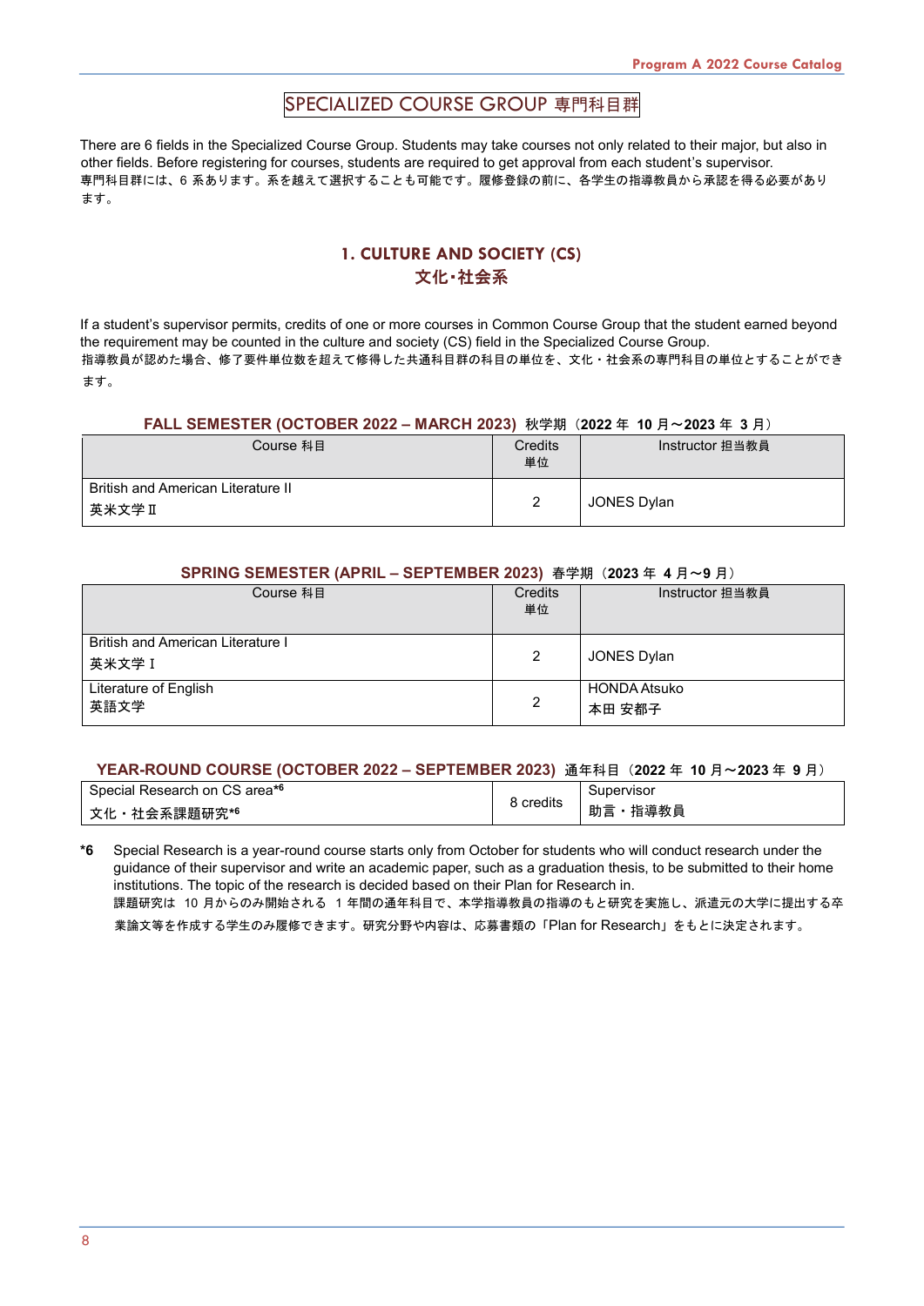# SPECIALIZED COURSE GROUP 専門科目群

There are 6 fields in the Specialized Course Group. Students may take courses not only related to their major, but also in other fields. Before registering for courses, students are required to get approval from each student's supervisor.
専門科目群には、6 系あります。系を越えて選択することも可能です。履修登録の前に、各学生の指導教員から承認を得る必要があります。

## 1. CULTURE AND SOCIETY (CS)
## 文化･社会系

If a student's supervisor permits, credits of one or more courses in Common Course Group that the student earned beyond the requirement may be counted in the culture and society (CS) field in the Specialized Course Group.
指導教員が認めた場合、修了要件単位数を超えて修得した共通科目群の科目の単位を、文化・社会系の専門科目の単位とすることができます。

### FALL SEMESTER (OCTOBER 2022 – MARCH 2023) 秋学期（2022 年 10 月～2023 年 3 月）

| Course 科目 | Credits 単位 | Instructor 担当教員 |
| --- | --- | --- |
| British and American Literature II 英米文学Ⅱ | 2 | JONES Dylan |

### SPRING SEMESTER (APRIL – SEPTEMBER 2023) 春学期（2023 年 4 月～9 月）

| Course 科目 | Credits 単位 | Instructor 担当教員 |
| --- | --- | --- |
| British and American Literature I 英米文学Ⅰ | 2 | JONES Dylan |
| Literature of English 英語文学 | 2 | HONDA Atsuko 本田 安都子 |

### YEAR-ROUND COURSE (OCTOBER 2022 – SEPTEMBER 2023) 通年科目（2022 年 10 月～2023 年 9 月）

| Course | Credits | Instructor |
| --- | --- | --- |
| Special Research on CS area*6 文化・社会系課題研究*6 | 8 credits | Supervisor 助言・指導教員 |

*6 Special Research is a year-round course starts only from October for students who will conduct research under the guidance of their supervisor and write an academic paper, such as a graduation thesis, to be submitted to their home institutions. The topic of the research is decided based on their Plan for Research in.
課題研究は 10 月からのみ開始される 1 年間の通年科目で、本学指導教員の指導のもと研究を実施し、派遣元の大学に提出する卒業論文等を作成する学生のみ履修できます。研究分野や内容は、応募書類の「Plan for Research」をもとに決定されます。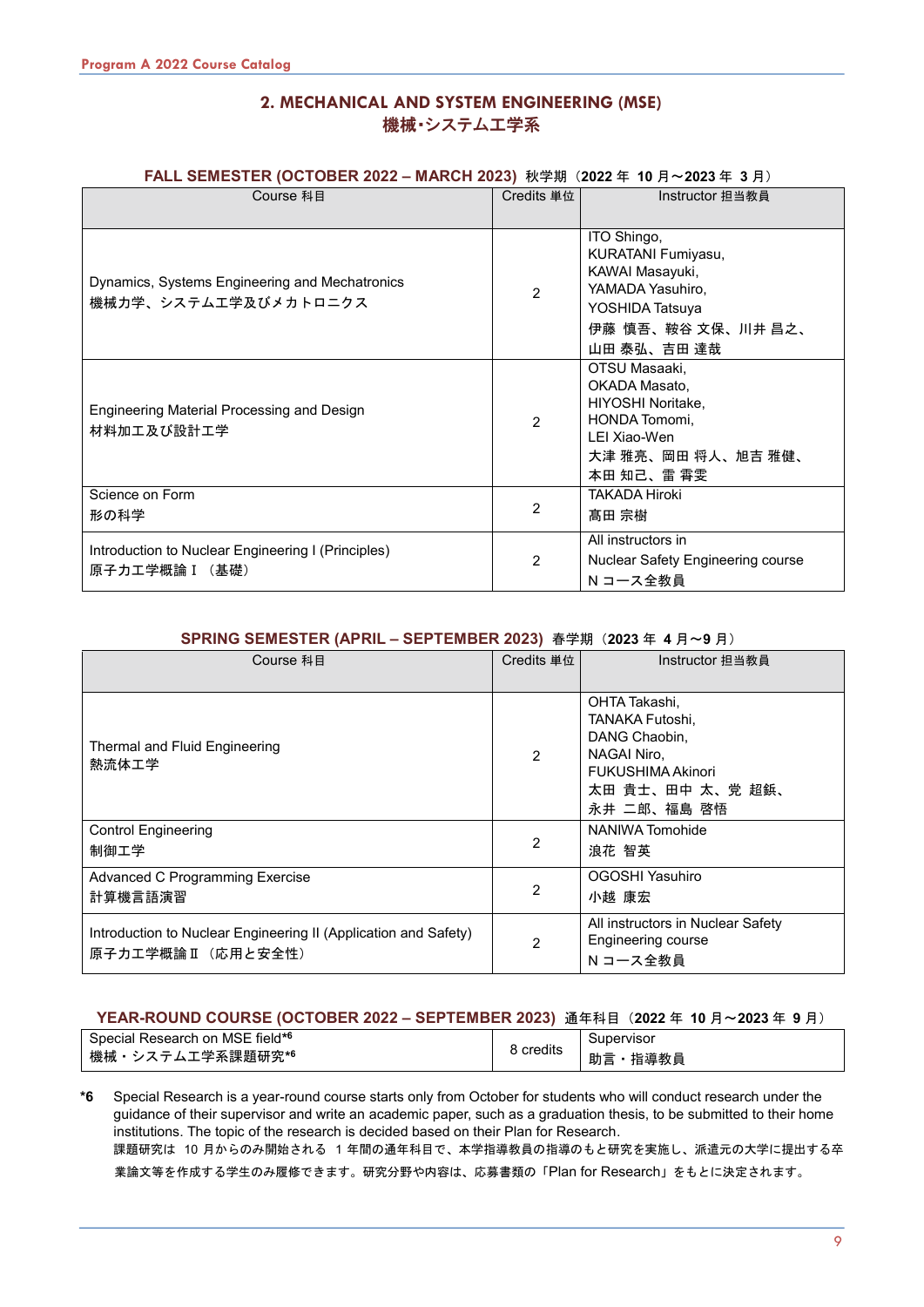## 2. MECHANICAL AND SYSTEM ENGINEERING (MSE)
## 機械･システム工学系

### FALL SEMESTER (OCTOBER 2022 – MARCH 2023) 秋学期（2022 年 10 月～2023 年 3 月）

| Course 科目 | Credits 単位 | Instructor 担当教員 |
|---|---|---|
| Dynamics, Systems Engineering and Mechatronics<br>機械力学、システム工学及びメカトロニクス | 2 | ITO Shingo,<br>KURATANI Fumiyasu,<br>KAWAI Masayuki,<br>YAMADA Yasuhiro,<br>YOSHIDA Tatsuya<br>伊藤 慎吾、鞍谷 文保、川井 昌之、山田 泰弘、吉田 達哉 |
| Engineering Material Processing and Design<br>材料加工及び設計工学 | 2 | OTSU Masaaki,<br>OKADA Masato,<br>HIYOSHI Noritake,<br>HONDA Tomomi,<br>LEI Xiao-Wen<br>大津 雅亮、岡田 将人、旭吉 雅健、本田 知己、雷 霄雯 |
| Science on Form<br>形の科学 | 2 | TAKADA Hiroki<br>髙田 宗樹 |
| Introduction to Nuclear Engineering I (Principles)<br>原子力工学概論 I （基礎） | 2 | All instructors in<br>Nuclear Safety Engineering course<br>N コース全教員 |

### SPRING SEMESTER (APRIL – SEPTEMBER 2023) 春学期（2023 年 4 月～9 月）

| Course 科目 | Credits 単位 | Instructor 担当教員 |
|---|---|---|
| Thermal and Fluid Engineering<br>熱流体工学 | 2 | OHTA Takashi,<br>TANAKA Futoshi,<br>DANG Chaobin,<br>NAGAI Niro,<br>FUKUSHIMA Akinori<br>太田 貴士、田中 太、党 超鋲、永井 二郎、福島 啓悟 |
| Control Engineering<br>制御工学 | 2 | NANIWA Tomohide<br>浪花 智英 |
| Advanced C Programming Exercise<br>計算機言語演習 | 2 | OGOSHI Yasuhiro<br>小越 康宏 |
| Introduction to Nuclear Engineering II (Application and Safety)<br>原子力工学概論 II （応用と安全性） | 2 | All instructors in Nuclear Safety Engineering course<br>N コース全教員 |

### YEAR-ROUND COURSE (OCTOBER 2022 – SEPTEMBER 2023) 通年科目（2022 年 10 月～2023 年 9 月）

| Course | Credits | Supervisor |
|---|---|---|
| Special Research on MSE field*6<br>機械・システム工学系課題研究*6 | 8 credits | Supervisor<br>助言・指導教員 |

**\*6** Special Research is a year-round course starts only from October for students who will conduct research under the guidance of their supervisor and write an academic paper, such as a graduation thesis, to be submitted to their home institutions. The topic of the research is decided based on their Plan for Research.
課題研究は 10 月からのみ開始される 1 年間の通年科目で、本学指導教員の指導のもと研究を実施し、派遣元の大学に提出する卒業論文等を作成する学生のみ履修できます。研究分野や内容は、応募書類の「Plan for Research」をもとに決定されます。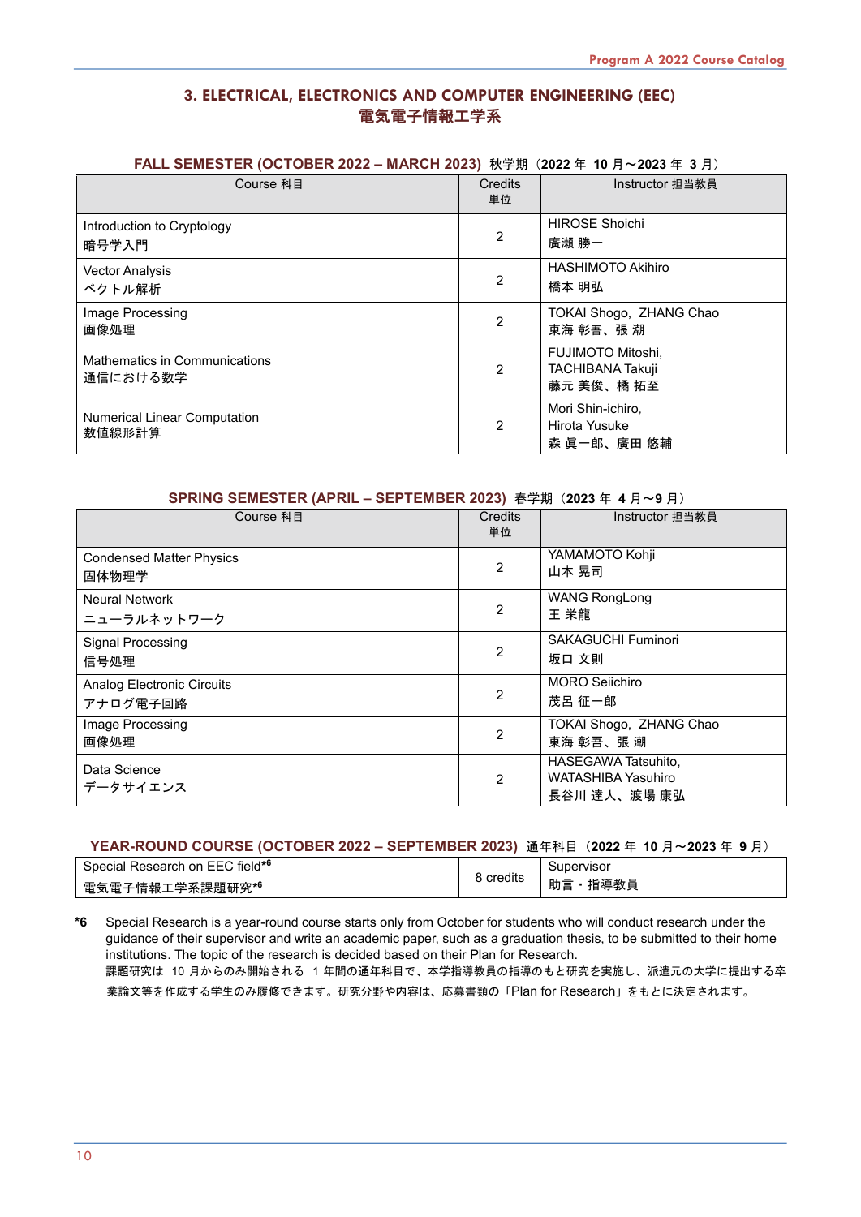## 3. ELECTRICAL, ELECTRONICS AND COMPUTER ENGINEERING (EEC)
## 電気電子情報工学系

### FALL SEMESTER (OCTOBER 2022 – MARCH 2023) 秋学期（2022 年 10 月～2023 年 3 月）

| Course 科目 | Credits 単位 | Instructor 担当教員 |
|---|---|---|
| Introduction to Cryptology<br>暗号学入門 | 2 | HIROSE Shoichi<br>廣瀬 勝一 |
| Vector Analysis<br>ベクトル解析 | 2 | HASHIMOTO Akihiro<br>橋本 明弘 |
| Image Processing<br>画像処理 | 2 | TOKAI Shogo, ZHANG Chao<br>東海 彰吾、張 潮 |
| Mathematics in Communications<br>通信における数学 | 2 | FUJIMOTO Mitoshi,<br>TACHIBANA Takuji<br>藤元 美俊、橘 拓至 |
| Numerical Linear Computation<br>数値線形計算 | 2 | Mori Shin-ichiro,<br>Hirota Yusuke<br>森 眞一郎、廣田 悠輔 |

### SPRING SEMESTER (APRIL – SEPTEMBER 2023) 春学期（2023 年 4 月～9 月）

| Course 科目 | Credits 単位 | Instructor 担当教員 |
|---|---|---|
| Condensed Matter Physics<br>固体物理学 | 2 | YAMAMOTO Kohji<br>山本 晃司 |
| Neural Network<br>ニューラルネットワーク | 2 | WANG RongLong<br>王 栄龍 |
| Signal Processing<br>信号処理 | 2 | SAKAGUCHI Fuminori<br>坂口 文則 |
| Analog Electronic Circuits<br>アナログ電子回路 | 2 | MORO Seiichiro<br>茂呂 征一郎 |
| Image Processing<br>画像処理 | 2 | TOKAI Shogo, ZHANG Chao<br>東海 彰吾、張 潮 |
| Data Science<br>データサイエンス | 2 | HASEGAWA Tatsuhito,<br>WATASHIBA Yasuhiro<br>長谷川 達人、渡場 康弘 |

### YEAR-ROUND COURSE (OCTOBER 2022 – SEPTEMBER 2023) 通年科目（2022 年 10 月～2023 年 9 月）

| Course 科目 | Credits 単位 | Instructor 担当教員 |
|---|---|---|
| Special Research on EEC field*6<br>電気電子情報工学系課題研究*6 | 8 credits | Supervisor<br>助言・指導教員 |

**\*6** Special Research is a year-round course starts only from October for students who will conduct research under the guidance of their supervisor and write an academic paper, such as a graduation thesis, to be submitted to their home institutions. The topic of the research is decided based on their Plan for Research.
課題研究は 10 月からのみ開始される 1 年間の通年科目で、本学指導教員の指導のもと研究を実施し、派遣元の大学に提出する卒業論文等を作成する学生のみ履修できます。研究分野や内容は、応募書類の「Plan for Research」をもとに決定されます。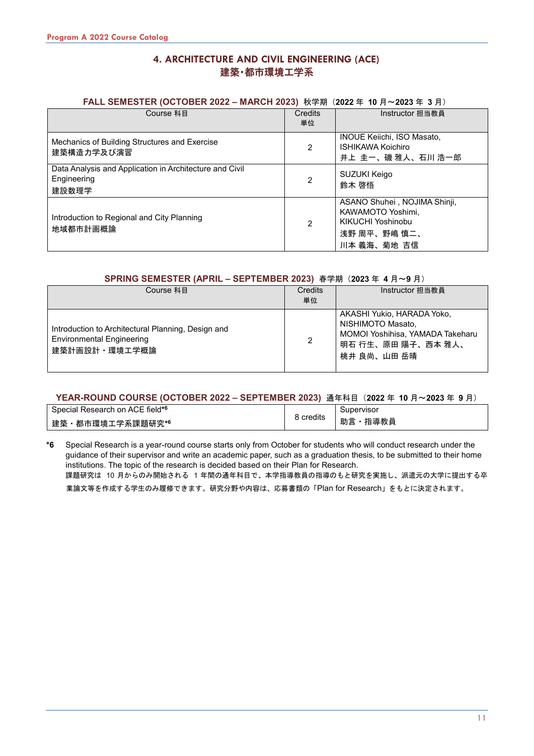## 4. ARCHITECTURE AND CIVIL ENGINEERING (ACE)
## 建築･都市環境工学系

### FALL SEMESTER (OCTOBER 2022 – MARCH 2023) 秋学期（2022 年 10 月～2023 年 3 月）

| Course 科目 | Credits 単位 | Instructor 担当教員 |
|---|---|---|
| Mechanics of Building Structures and Exercise<br>建築構造力学及び演習 | 2 | INOUE Keiichi, ISO Masato, ISHIKAWA Koichiro<br>井上 圭一、磯 雅人、石川 浩一郎 |
| Data Analysis and Application in Architecture and Civil Engineering<br>建設数理学 | 2 | SUZUKI Keigo<br>鈴木 啓悟 |
| Introduction to Regional and City Planning<br>地域都市計画概論 | 2 | ASANO Shuhei , NOJIMA Shinji, KAWAMOTO Yoshimi, KIKUCHI Yoshinobu<br>浅野 周平、野嶋 慎二、川本 義海、菊地 吉信 |

### SPRING SEMESTER (APRIL – SEPTEMBER 2023) 春学期（2023 年 4 月～9 月）

| Course 科目 | Credits 単位 | Instructor 担当教員 |
|---|---|---|
| Introduction to Architectural Planning, Design and Environmental Engineering<br>建築計画設計・環境工学概論 | 2 | AKASHI Yukio, HARADA Yoko, NISHIMOTO Masato, MOMOI Yoshihisa, YAMADA Takeharu<br>明石 行生、原田 陽子、西本 雅人、桃井 良尚、山田 岳晴 |

### YEAR-ROUND COURSE (OCTOBER 2022 – SEPTEMBER 2023) 通年科目（2022 年 10 月～2023 年 9 月）

| | | |
|---|---|---|
| Special Research on ACE field*6<br>建築・都市環境工学系課題研究*6 | 8 credits | Supervisor<br>助言・指導教員 |

**\*6** Special Research is a year-round course starts only from October for students who will conduct research under the guidance of their supervisor and write an academic paper, such as a graduation thesis, to be submitted to their home institutions. The topic of the research is decided based on their Plan for Research.
課題研究は 10 月からのみ開始される 1 年間の通年科目で、本学指導教員の指導のもと研究を実施し、派遣元の大学に提出する卒業論文等を作成する学生のみ履修できます。研究分野や内容は、応募書類の「Plan for Research」をもとに決定されます。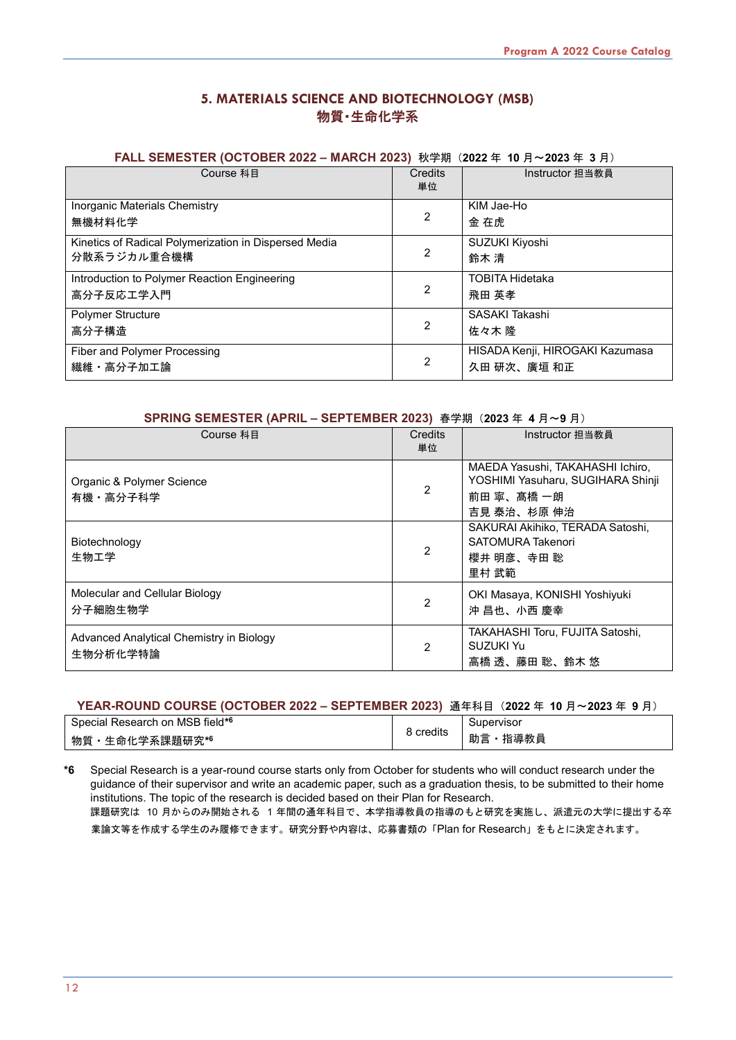# 5. MATERIALS SCIENCE AND BIOTECHNOLOGY (MSB)
# 物質･生命化学系

### FALL SEMESTER (OCTOBER 2022 – MARCH 2023) 秋学期（2022 年 10 月～2023 年 3 月）

| Course 科目 | Credits 単位 | Instructor 担当教員 |
|---|---|---|
| Inorganic Materials Chemistry<br>無機材料化学 | 2 | KIM Jae-Ho<br>金 在虎 |
| Kinetics of Radical Polymerization in Dispersed Media<br>分散系ラジカル重合機構 | 2 | SUZUKI Kiyoshi<br>鈴木 清 |
| Introduction to Polymer Reaction Engineering<br>高分子反応工学入門 | 2 | TOBITA Hidetaka<br>飛田 英孝 |
| Polymer Structure<br>高分子構造 | 2 | SASAKI Takashi<br>佐々木 隆 |
| Fiber and Polymer Processing<br>繊維・高分子加工論 | 2 | HISADA Kenji, HIROGAKI Kazumasa<br>久田 研次、廣垣 和正 |

### SPRING SEMESTER (APRIL – SEPTEMBER 2023) 春学期（2023 年 4 月～9 月）

| Course 科目 | Credits 単位 | Instructor 担当教員 |
|---|---|---|
| Organic & Polymer Science<br>有機・高分子科学 | 2 | MAEDA Yasushi, TAKAHASHI Ichiro, YOSHIMI Yasuharu, SUGIHARA Shinji<br>前田 寧、髙橋 一朗<br>吉見 泰治、杉原 伸治 |
| Biotechnology<br>生物工学 | 2 | SAKURAI Akihiko, TERADA Satoshi, SATOMURA Takenori<br>櫻井 明彦、寺田 聡<br>里村 武範 |
| Molecular and Cellular Biology<br>分子細胞生物学 | 2 | OKI Masaya, KONISHI Yoshiyuki<br>沖 昌也、小西 慶幸 |
| Advanced Analytical Chemistry in Biology<br>生物分析化学特論 | 2 | TAKAHASHI Toru, FUJITA Satoshi, SUZUKI Yu<br>高橋 透、藤田 聡、鈴木 悠 |

### YEAR-ROUND COURSE (OCTOBER 2022 – SEPTEMBER 2023) 通年科目（2022 年 10 月～2023 年 9 月）

| Special Research on MSB field*6<br>物質・生命化学系課題研究*6 | 8 credits | Supervisor<br>助言・指導教員 |
|---|---|---|

**\*6** Special Research is a year-round course starts only from October for students who will conduct research under the guidance of their supervisor and write an academic paper, such as a graduation thesis, to be submitted to their home institutions. The topic of the research is decided based on their Plan for Research.
課題研究は 10 月からのみ開始される 1 年間の通年科目で、本学指導教員の指導のもと研究を実施し、派遣元の大学に提出する卒業論文等を作成する学生のみ履修できます。研究分野や内容は、応募書類の「Plan for Research」をもとに決定されます。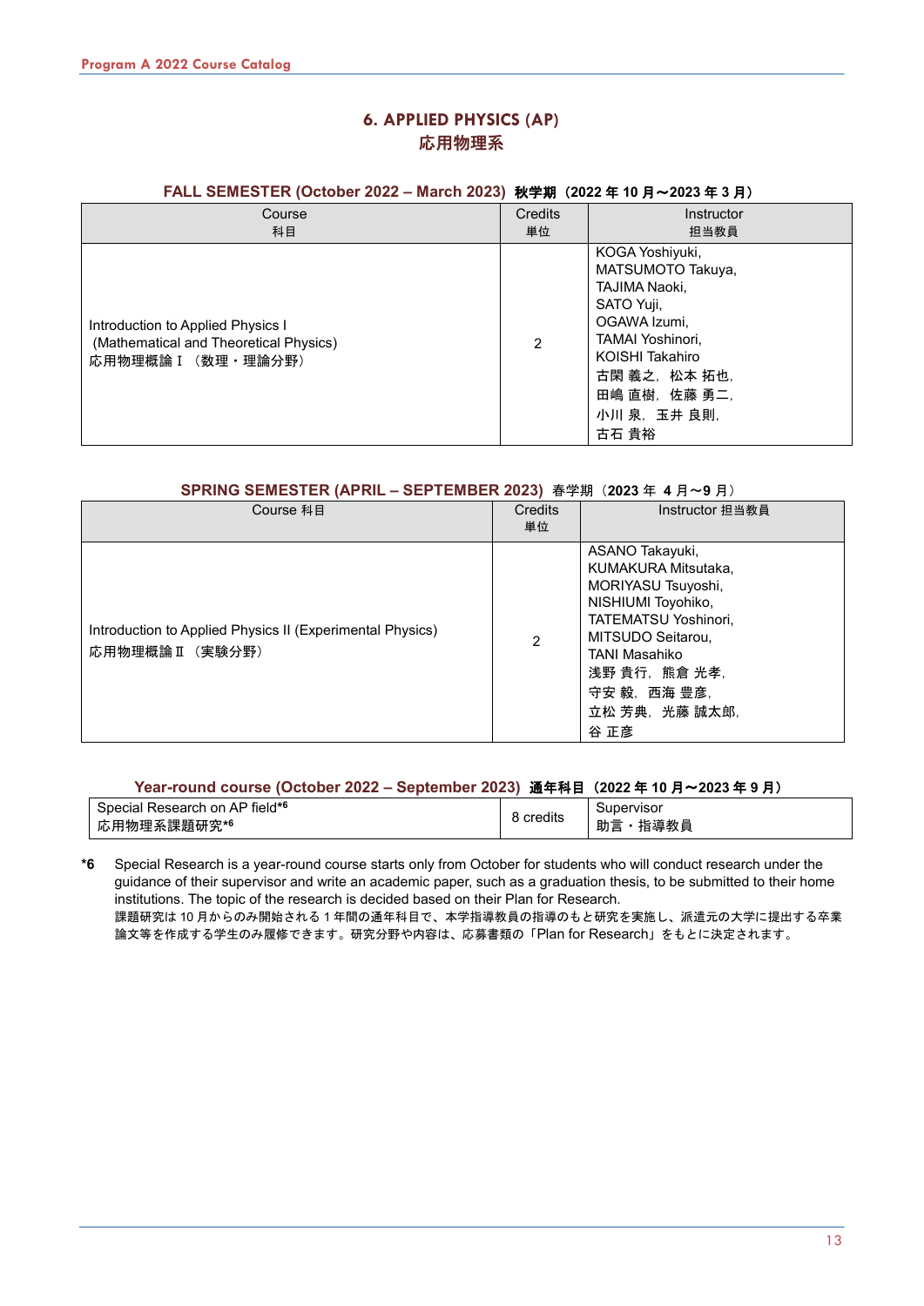# 6. APPLIED PHYSICS (AP)
## 応用物理系

### FALL SEMESTER (October 2022 – March 2023) 秋学期（2022 年 10 月～2023 年 3 月）

| Course<br>科目 | Credits<br>単位 | Instructor<br>担当教員 |
|---|---|---|
| Introduction to Applied Physics I<br>(Mathematical and Theoretical Physics)<br>応用物理概論Ⅰ（数理・理論分野） | 2 | KOGA Yoshiyuki,<br>MATSUMOTO Takuya,<br>TAJIMA Naoki,<br>SATO Yuji,<br>OGAWA Izumi,<br>TAMAI Yoshinori,<br>KOISHI Takahiro<br>古閑 義之，松本 拓也，<br>田嶋 直樹，佐藤 勇二，<br>小川 泉，玉井 良則，<br>古石 貴裕 |

### SPRING SEMESTER (APRIL – SEPTEMBER 2023) 春学期（2023 年 4 月～9 月）

| Course 科目 | Credits<br>単位 | Instructor 担当教員 |
|---|---|---|
| Introduction to Applied Physics II (Experimental Physics)<br>応用物理概論Ⅱ（実験分野） | 2 | ASANO Takayuki,<br>KUMAKURA Mitsutaka,<br>MORIYASU Tsuyoshi,<br>NISHIUMI Toyohiko,<br>TATEMATSU Yoshinori,<br>MITSUDO Seitarou,<br>TANI Masahiko<br>浅野 貴行，熊倉 光孝，<br>守安 毅，西海 豊彦，<br>立松 芳典，光藤 誠太郎，<br>谷 正彦 |

### Year-round course (October 2022 – September 2023) 通年科目（2022 年 10 月～2023 年 9 月）

| Course | Credits | Instructor |
|---|---|---|
| Special Research on AP field*6<br>応用物理系課題研究*6 | 8 credits | Supervisor<br>助言・指導教員 |

**\*6** Special Research is a year-round course starts only from October for students who will conduct research under the guidance of their supervisor and write an academic paper, such as a graduation thesis, to be submitted to their home institutions. The topic of the research is decided based on their Plan for Research.
課題研究は 10 月からのみ開始される 1 年間の通年科目で、本学指導教員の指導のもと研究を実施し、派遣元の大学に提出する卒業論文等を作成する学生のみ履修できます。研究分野や内容は、応募書類の「Plan for Research」をもとに決定されます。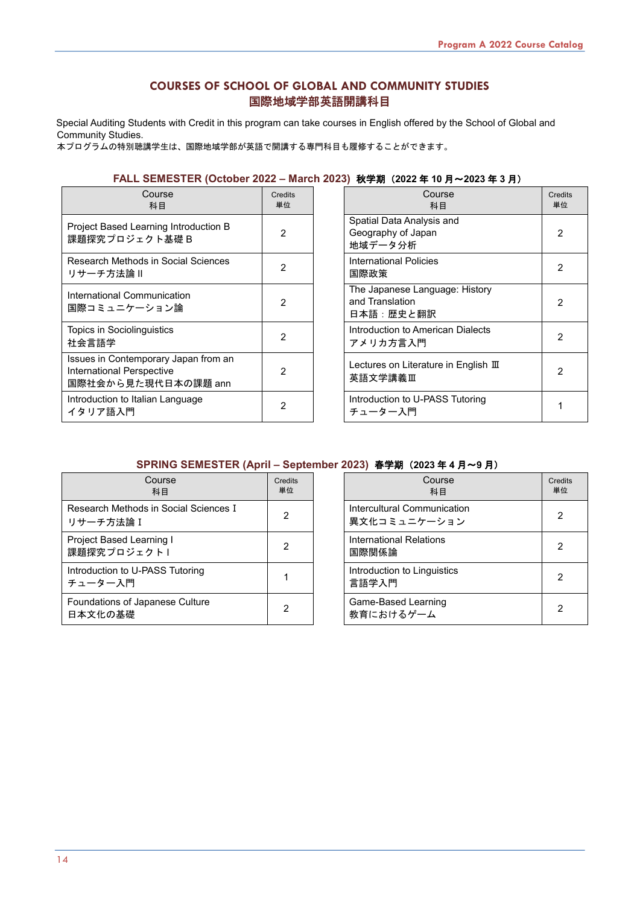# COURSES OF SCHOOL OF GLOBAL AND COMMUNITY STUDIES
# 国際地域学部英語開講科目

Special Auditing Students with Credit in this program can take courses in English offered by the School of Global and Community Studies.
本プログラムの特別聴講学生は、国際地域学部が英語で開講する専門科目も履修することができます。

## FALL SEMESTER (October 2022 – March 2023) 秋学期（2022 年 10 月～2023 年 3 月）

| Course<br>科目 | Credits<br>単位 |
|---|---|
| Project Based Learning Introduction B<br>課題探究プロジェクト基礎 B | 2 |
| Research Methods in Social Sciences<br>リサーチ方法論 II | 2 |
| International Communication<br>国際コミュニケーション論 | 2 |
| Topics in Sociolinguistics<br>社会言語学 | 2 |
| Issues in Contemporary Japan from an International Perspective<br>国際社会から見た現代日本の課題 ann | 2 |
| Introduction to Italian Language<br>イタリア語入門 | 2 |

| Course<br>科目 | Credits<br>単位 |
|---|---|
| Spatial Data Analysis and Geography of Japan<br>地域データ分析 | 2 |
| International Policies<br>国際政策 | 2 |
| The Japanese Language: History and Translation<br>日本語：歴史と翻訳 | 2 |
| Introduction to American Dialects<br>アメリカ方言入門 | 2 |
| Lectures on Literature in English Ⅲ<br>英語文学講義Ⅲ | 2 |
| Introduction to U-PASS Tutoring<br>チューター入門 | 1 |

## SPRING SEMESTER (April – September 2023) 春学期（2023 年 4 月～9 月）

| Course<br>科目 | Credits<br>単位 |
|---|---|
| Research Methods in Social Sciences I<br>リサーチ方法論 I | 2 |
| Project Based Learning I<br>課題探究プロジェクト I | 2 |
| Introduction to U-PASS Tutoring<br>チューター入門 | 1 |
| Foundations of Japanese Culture<br>日本文化の基礎 | 2 |

| Course<br>科目 | Credits<br>単位 |
|---|---|
| Intercultural Communication<br>異文化コミュニケーション | 2 |
| International Relations<br>国際関係論 | 2 |
| Introduction to Linguistics<br>言語学入門 | 2 |
| Game-Based Learning<br>教育におけるゲーム | 2 |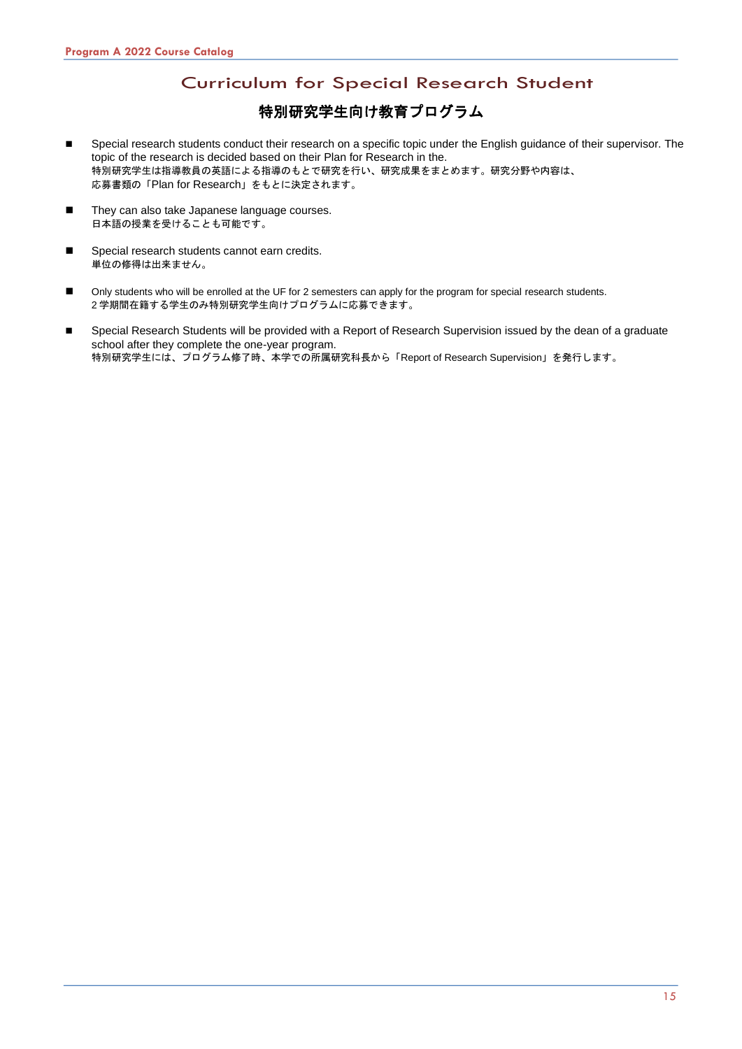# Curriculum for Special Research Student

## 特別研究学生向け教育プログラム

- Special research students conduct their research on a specific topic under the English guidance of their supervisor. The topic of the research is decided based on their Plan for Research in the.
  特別研究学生は指導教員の英語による指導のもとで研究を行い、研究成果をまとめます。研究分野や内容は、
  応募書類の「Plan for Research」をもとに決定されます。

- They can also take Japanese language courses.
  日本語の授業を受けることも可能です。

- Special research students cannot earn credits.
  単位の修得は出来ません。

- Only students who will be enrolled at the UF for 2 semesters can apply for the program for special research students.
  2 学期間在籍する学生のみ特別研究学生向けプログラムに応募できます。

- Special Research Students will be provided with a Report of Research Supervision issued by the dean of a graduate school after they complete the one-year program.
  特別研究学生には、プログラム修了時、本学での所属研究科長から「Report of Research Supervision」を発行します。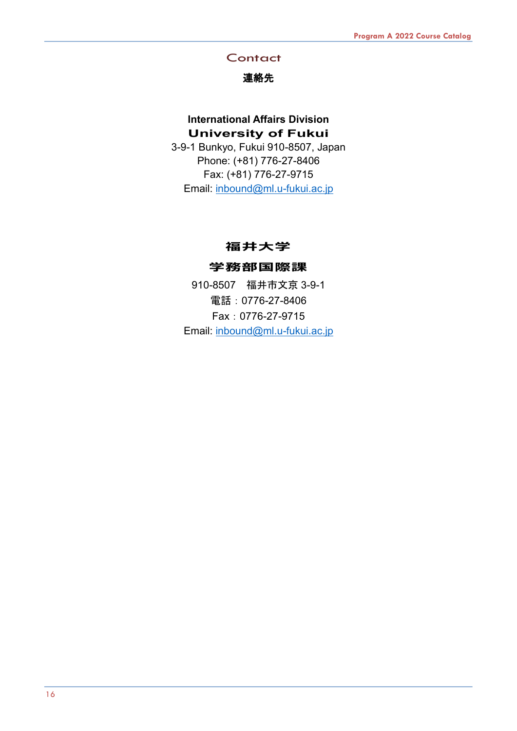# Contact

**連絡先**

**International Affairs Division**
**University of Fukui**
3-9-1 Bunkyo, Fukui 910-8507, Japan
Phone: (+81) 776-27-8406
Fax: (+81) 776-27-9715
Email: inbound@ml.u-fukui.ac.jp

**福井大学**

**学務部国際課**

910-8507　福井市文京 3-9-1
電話：0776-27-8406
Fax：0776-27-9715
Email: inbound@ml.u-fukui.ac.jp